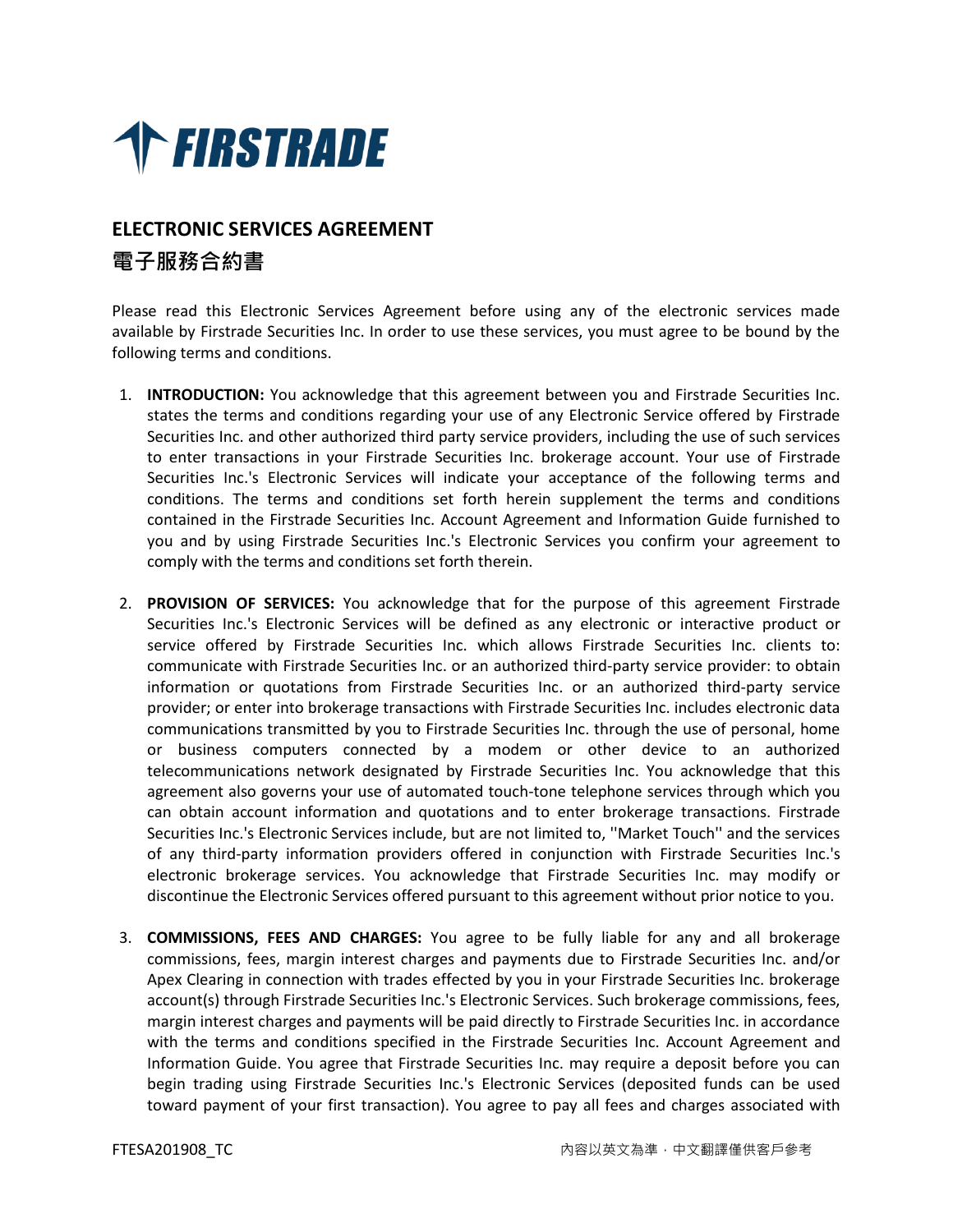FIRSTRADE

## ELECTRONIC SERVICES AGREEMENT

## 電子服務合約書

Please read this Electronic Services Agreement before using any of the electronic services made available by Firstrade Securities Inc. In order to use these services, you must agree to be bound by the following terms and conditions.

1. **INTRODUCTION:** You acknowledge that this agreement between you and Firstrade Securities Inc. states the terms and conditions regarding your use of any Electronic Service offered by Firstrade Securities Inc. and other authorized third party service providers, including the use of such services to enter transactions in your Firstrade Securities Inc. brokerage account. Your use of Firstrade Securities Inc.'s Electronic Services will indicate your acceptance of the following terms and conditions. The terms and conditions set forth herein supplement the terms and conditions contained in the Firstrade Securities Inc. Account Agreement and Information Guide furnished to you and by using Firstrade Securities Inc.'s Electronic Services you confirm your agreement to comply with the terms and conditions set forth therein.

2. **PROVISION OF SERVICES:** You acknowledge that for the purpose of this agreement Firstrade Securities Inc.'s Electronic Services will be defined as any electronic or interactive product or service offered by Firstrade Securities Inc. which allows Firstrade Securities Inc. clients to: communicate with Firstrade Securities Inc. or an authorized third-party service provider: to obtain information or quotations from Firstrade Securities Inc. or an authorized third-party service provider; or enter into brokerage transactions with Firstrade Securities Inc. includes electronic data communications transmitted by you to Firstrade Securities Inc. through the use of personal, home or business computers connected by a modem or other device to an authorized telecommunications network designated by Firstrade Securities Inc. You acknowledge that this agreement also governs your use of automated touch-tone telephone services through which you can obtain account information and quotations and to enter brokerage transactions. Firstrade Securities Inc.'s Electronic Services include, but are not limited to, ''Market Touch'' and the services of any third-party information providers offered in conjunction with Firstrade Securities Inc.'s electronic brokerage services. You acknowledge that Firstrade Securities Inc. may modify or discontinue the Electronic Services offered pursuant to this agreement without prior notice to you.

3. **COMMISSIONS, FEES AND CHARGES:** You agree to be fully liable for any and all brokerage commissions, fees, margin interest charges and payments due to Firstrade Securities Inc. and/or Apex Clearing in connection with trades effected by you in your Firstrade Securities Inc. brokerage account(s) through Firstrade Securities Inc.'s Electronic Services. Such brokerage commissions, fees, margin interest charges and payments will be paid directly to Firstrade Securities Inc. in accordance with the terms and conditions specified in the Firstrade Securities Inc. Account Agreement and Information Guide. You agree that Firstrade Securities Inc. may require a deposit before you can begin trading using Firstrade Securities Inc.'s Electronic Services (deposited funds can be used toward payment of your first transaction). You agree to pay all fees and charges associated with

FTESA201908_TC

內容以英文為準，中文翻譯僅供客戶參考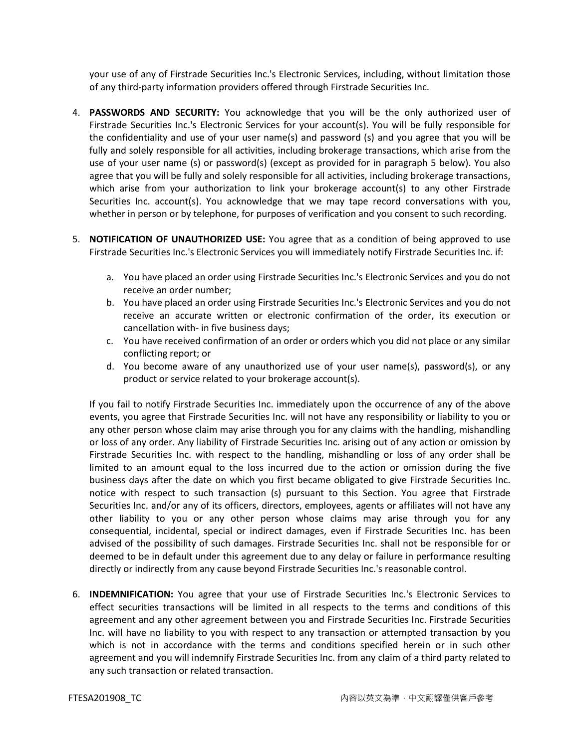your use of any of Firstrade Securities Inc.'s Electronic Services, including, without limitation those of any third-party information providers offered through Firstrade Securities Inc.

4. **PASSWORDS AND SECURITY:** You acknowledge that you will be the only authorized user of Firstrade Securities Inc.'s Electronic Services for your account(s). You will be fully responsible for the confidentiality and use of your user name(s) and password (s) and you agree that you will be fully and solely responsible for all activities, including brokerage transactions, which arise from the use of your user name (s) or password(s) (except as provided for in paragraph 5 below). You also agree that you will be fully and solely responsible for all activities, including brokerage transactions, which arise from your authorization to link your brokerage account(s) to any other Firstrade Securities Inc. account(s). You acknowledge that we may tape record conversations with you, whether in person or by telephone, for purposes of verification and you consent to such recording.

5. **NOTIFICATION OF UNAUTHORIZED USE:** You agree that as a condition of being approved to use Firstrade Securities Inc.'s Electronic Services you will immediately notify Firstrade Securities Inc. if:

   a. You have placed an order using Firstrade Securities Inc.'s Electronic Services and you do not receive an order number;
   b. You have placed an order using Firstrade Securities Inc.'s Electronic Services and you do not receive an accurate written or electronic confirmation of the order, its execution or cancellation with- in five business days;
   c. You have received confirmation of an order or orders which you did not place or any similar conflicting report; or
   d. You become aware of any unauthorized use of your user name(s), password(s), or any product or service related to your brokerage account(s).

   If you fail to notify Firstrade Securities Inc. immediately upon the occurrence of any of the above events, you agree that Firstrade Securities Inc. will not have any responsibility or liability to you or any other person whose claim may arise through you for any claims with the handling, mishandling or loss of any order. Any liability of Firstrade Securities Inc. arising out of any action or omission by Firstrade Securities Inc. with respect to the handling, mishandling or loss of any order shall be limited to an amount equal to the loss incurred due to the action or omission during the five business days after the date on which you first became obligated to give Firstrade Securities Inc. notice with respect to such transaction (s) pursuant to this Section. You agree that Firstrade Securities Inc. and/or any of its officers, directors, employees, agents or affiliates will not have any other liability to you or any other person whose claims may arise through you for any consequential, incidental, special or indirect damages, even if Firstrade Securities Inc. has been advised of the possibility of such damages. Firstrade Securities Inc. shall not be responsible for or deemed to be in default under this agreement due to any delay or failure in performance resulting directly or indirectly from any cause beyond Firstrade Securities Inc.'s reasonable control.

6. **INDEMNIFICATION:** You agree that your use of Firstrade Securities Inc.'s Electronic Services to effect securities transactions will be limited in all respects to the terms and conditions of this agreement and any other agreement between you and Firstrade Securities Inc. Firstrade Securities Inc. will have no liability to you with respect to any transaction or attempted transaction by you which is not in accordance with the terms and conditions specified herein or in such other agreement and you will indemnify Firstrade Securities Inc. from any claim of a third party related to any such transaction or related transaction.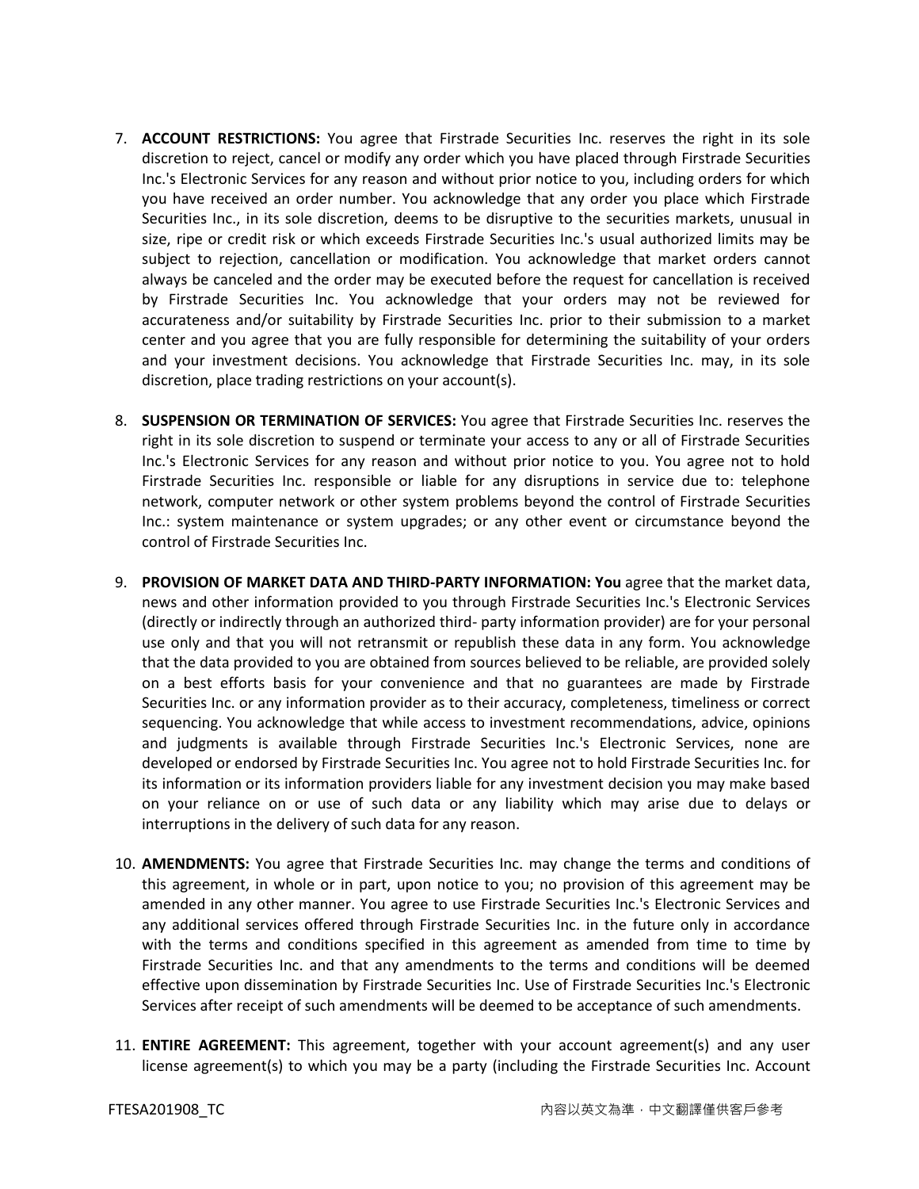7. **ACCOUNT RESTRICTIONS:** You agree that Firstrade Securities Inc. reserves the right in its sole discretion to reject, cancel or modify any order which you have placed through Firstrade Securities Inc.'s Electronic Services for any reason and without prior notice to you, including orders for which you have received an order number. You acknowledge that any order you place which Firstrade Securities Inc., in its sole discretion, deems to be disruptive to the securities markets, unusual in size, ripe or credit risk or which exceeds Firstrade Securities Inc.'s usual authorized limits may be subject to rejection, cancellation or modification. You acknowledge that market orders cannot always be canceled and the order may be executed before the request for cancellation is received by Firstrade Securities Inc. You acknowledge that your orders may not be reviewed for accurateness and/or suitability by Firstrade Securities Inc. prior to their submission to a market center and you agree that you are fully responsible for determining the suitability of your orders and your investment decisions. You acknowledge that Firstrade Securities Inc. may, in its sole discretion, place trading restrictions on your account(s).

8. **SUSPENSION OR TERMINATION OF SERVICES:** You agree that Firstrade Securities Inc. reserves the right in its sole discretion to suspend or terminate your access to any or all of Firstrade Securities Inc.'s Electronic Services for any reason and without prior notice to you. You agree not to hold Firstrade Securities Inc. responsible or liable for any disruptions in service due to: telephone network, computer network or other system problems beyond the control of Firstrade Securities Inc.: system maintenance or system upgrades; or any other event or circumstance beyond the control of Firstrade Securities Inc.

9. **PROVISION OF MARKET DATA AND THIRD-PARTY INFORMATION: You** agree that the market data, news and other information provided to you through Firstrade Securities Inc.'s Electronic Services (directly or indirectly through an authorized third- party information provider) are for your personal use only and that you will not retransmit or republish these data in any form. You acknowledge that the data provided to you are obtained from sources believed to be reliable, are provided solely on a best efforts basis for your convenience and that no guarantees are made by Firstrade Securities Inc. or any information provider as to their accuracy, completeness, timeliness or correct sequencing. You acknowledge that while access to investment recommendations, advice, opinions and judgments is available through Firstrade Securities Inc.'s Electronic Services, none are developed or endorsed by Firstrade Securities Inc. You agree not to hold Firstrade Securities Inc. for its information or its information providers liable for any investment decision you may make based on your reliance on or use of such data or any liability which may arise due to delays or interruptions in the delivery of such data for any reason.

10. **AMENDMENTS:** You agree that Firstrade Securities Inc. may change the terms and conditions of this agreement, in whole or in part, upon notice to you; no provision of this agreement may be amended in any other manner. You agree to use Firstrade Securities Inc.'s Electronic Services and any additional services offered through Firstrade Securities Inc. in the future only in accordance with the terms and conditions specified in this agreement as amended from time to time by Firstrade Securities Inc. and that any amendments to the terms and conditions will be deemed effective upon dissemination by Firstrade Securities Inc. Use of Firstrade Securities Inc.'s Electronic Services after receipt of such amendments will be deemed to be acceptance of such amendments.

11. **ENTIRE AGREEMENT:** This agreement, together with your account agreement(s) and any user license agreement(s) to which you may be a party (including the Firstrade Securities Inc. Account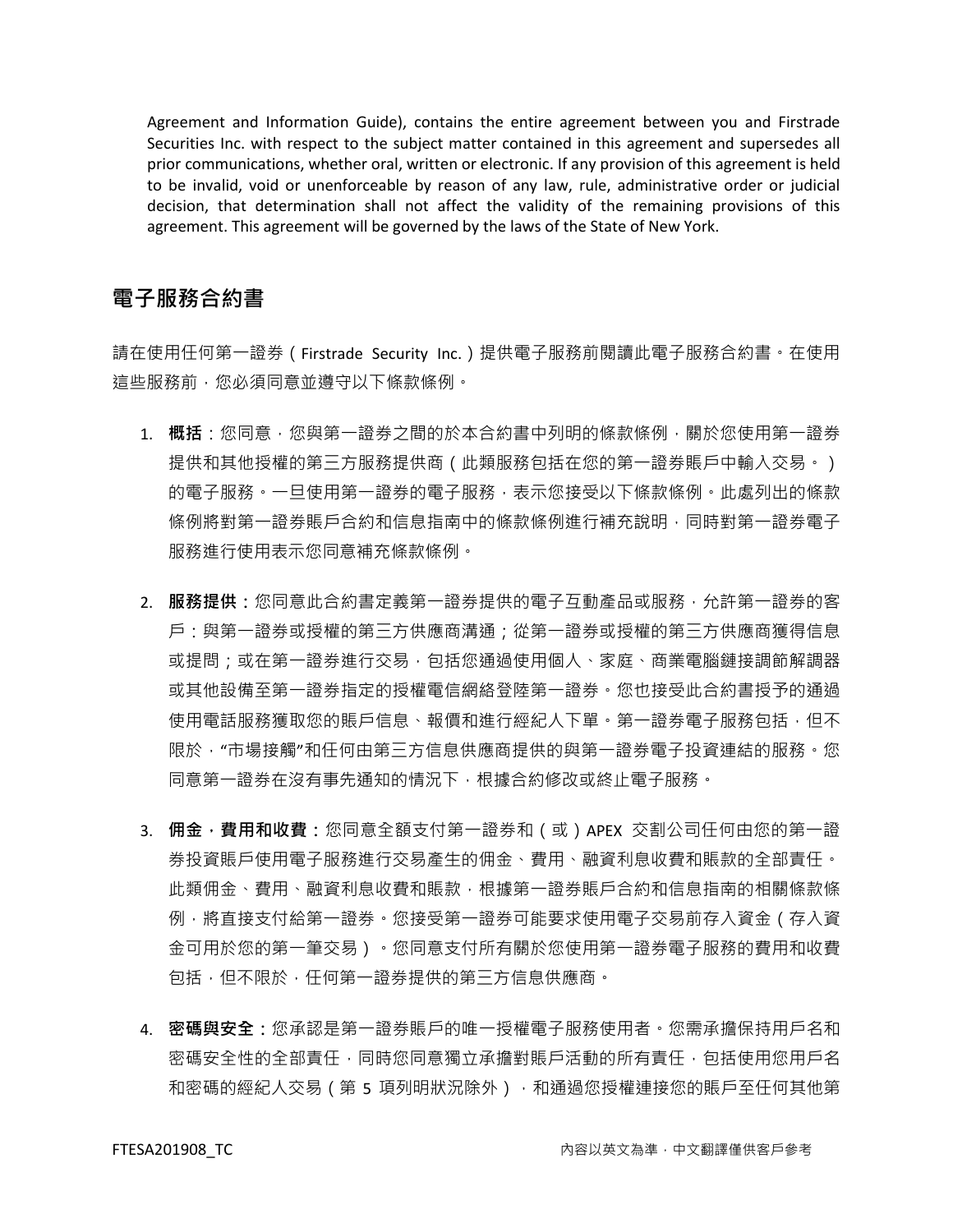Agreement and Information Guide), contains the entire agreement between you and Firstrade Securities Inc. with respect to the subject matter contained in this agreement and supersedes all prior communications, whether oral, written or electronic. If any provision of this agreement is held to be invalid, void or unenforceable by reason of any law, rule, administrative order or judicial decision, that determination shall not affect the validity of the remaining provisions of this agreement. This agreement will be governed by the laws of the State of New York.

## 電子服務合約書

請在使用任何第一證券（Firstrade Security Inc.）提供電子服務前閱讀此電子服務合約書。在使用這些服務前，您必須同意並遵守以下條款條例。

1. **概括**：您同意，您與第一證券之間的於本合約書中列明的條款條例，關於您使用第一證券提供和其他授權的第三方服務提供商（此類服務包括在您的第一證券賬戶中輸入交易。）的電子服務。一旦使用第一證券的電子服務，表示您接受以下條款條例。此處列出的條款條例將對第一證券賬戶合約和信息指南中的條款條例進行補充說明，同時對第一證券電子服務進行使用表示您同意補充條款條例。

2. **服務提供：**您同意此合約書定義第一證券提供的電子互動產品或服務，允許第一證券的客戶：與第一證券或授權的第三方供應商溝通；從第一證券或授權的第三方供應商獲得信息或提問；或在第一證券進行交易，包括您通過使用個人、家庭、商業電腦鏈接調節解調器或其他設備至第一證券指定的授權電信網絡登陸第一證券。您也接受此合約書授予的通過使用電話服務獲取您的賬戶信息、報價和進行經紀人下單。第一證券電子服務包括，但不限於，“市場接觸”和任何由第三方信息供應商提供的與第一證券電子投資連結的服務。您同意第一證券在沒有事先通知的情況下，根據合約修改或終止電子服務。

3. **佣金，費用和收費：**您同意全額支付第一證券和（或）APEX 交割公司任何由您的第一證券投資賬戶使用電子服務進行交易產生的佣金、費用、融資利息收費和賬款的全部責任。此類佣金、費用、融資利息收費和賬款，根據第一證券賬戶合約和信息指南的相關條款條例，將直接支付給第一證券。您接受第一證券可能要求使用電子交易前存入資金（存入資金可用於您的第一筆交易）。您同意支付所有關於您使用第一證券電子服務的費用和收費包括，但不限於，任何第一證券提供的第三方信息供應商。

4. **密碼與安全：**您承認是第一證券賬戶的唯一授權電子服務使用者。您需承擔保持用戶名和密碼安全性的全部責任，同時您同意獨立承擔對賬戶活動的所有責任，包括使用您用戶名和密碼的經紀人交易（第 5 項列明狀況除外），和通過您授權連接您的賬戶至任何其他第

FTESA201908_TC　　內容以英文為準，中文翻譯僅供客戶參考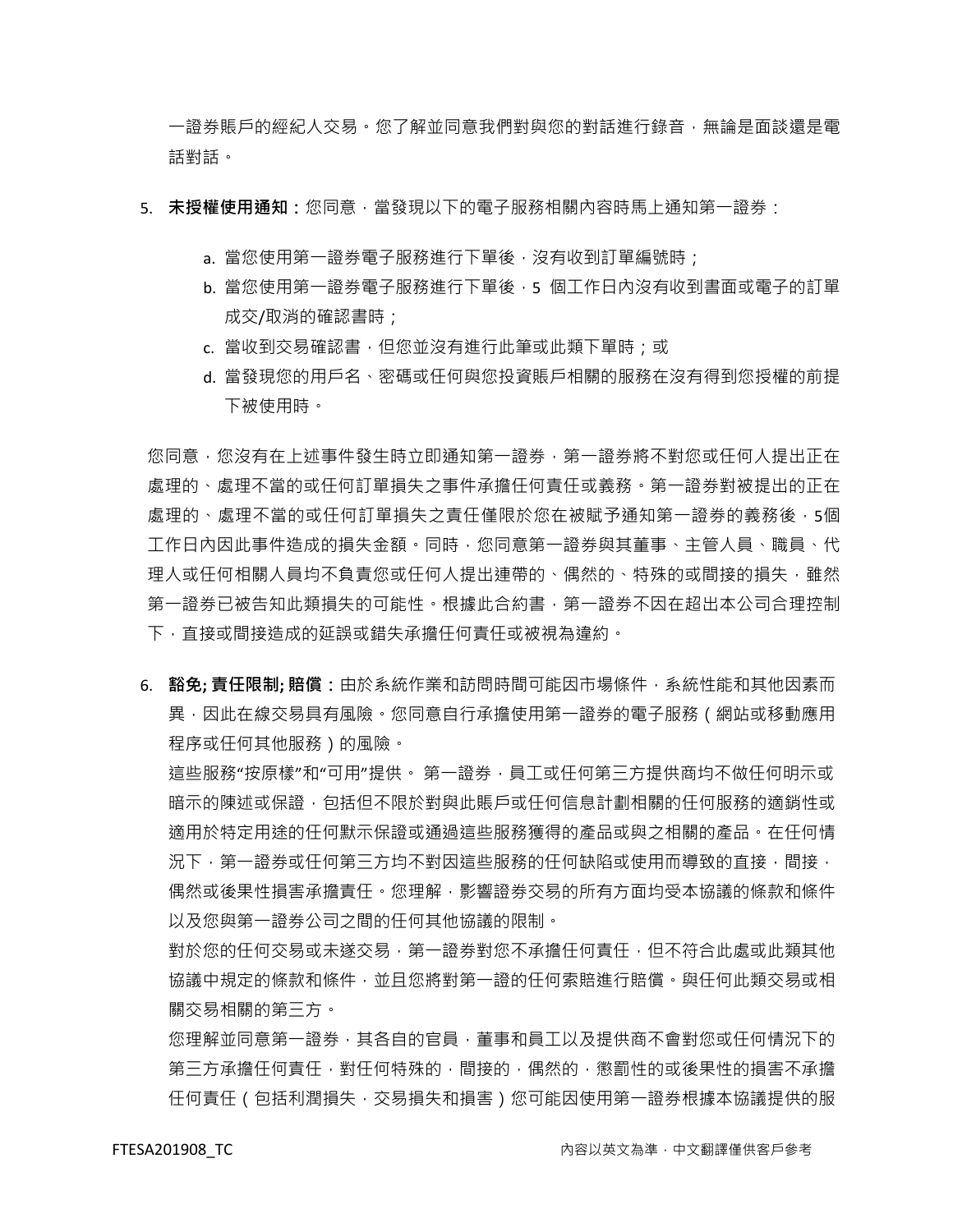一證券賬戶的經紀人交易。您了解並同意我們對與您的對話進行錄音，無論是面談還是電話對話。

5. **未授權使用通知：**您同意，當發現以下的電子服務相關內容時馬上通知第一證券：

   a. 當您使用第一證券電子服務進行下單後，沒有收到訂單編號時；
   b. 當您使用第一證券電子服務進行下單後，5 個工作日內沒有收到書面或電子的訂單成交/取消的確認書時；
   c. 當收到交易確認書，但您並沒有進行此筆或此類下單時；或
   d. 當發現您的用戶名、密碼或任何與您投資賬戶相關的服務在沒有得到您授權的前提下被使用時。

您同意，您沒有在上述事件發生時立即通知第一證券，第一證券將不對您或任何人提出正在處理的、處理不當的或任何訂單損失之事件承擔任何責任或義務。第一證券對被提出的正在處理的、處理不當的或任何訂單損失之責任僅限於您在被賦予通知第一證券的義務後，5個工作日內因此事件造成的損失金額。同時，您同意第一證券與其董事、主管人員、職員、代理人或任何相關人員均不負責您或任何人提出連帶的、偶然的、特殊的或間接的損失，雖然第一證券已被告知此類損失的可能性。根據此合約書，第一證券不因在超出本公司合理控制下，直接或間接造成的延誤或錯失承擔任何責任或被視為違約。

6. **豁免; 責任限制; 賠償：**由於系統作業和訪問時間可能因市場條件，系統性能和其他因素而異，因此在線交易具有風險。您同意自行承擔使用第一證券的電子服務（網站或移動應用程序或任何其他服務）的風險。

   這些服務“按原樣”和“可用”提供。 第一證券，員工或任何第三方提供商均不做任何明示或暗示的陳述或保證，包括但不限於對與此賬戶或任何信息計劃相關的任何服務的適銷性或適用於特定用途的任何默示保證或通過這些服務獲得的產品或與之相關的產品。在任何情況下，第一證券或任何第三方均不對因這些服務的任何缺陷或使用而導致的直接，間接，偶然或後果性損害承擔責任。您理解，影響證券交易的所有方面均受本協議的條款和條件以及您與第一證券公司之間的任何其他協議的限制。

   對於您的任何交易或未遂交易，第一證券對您不承擔任何責任，但不符合此處或此類其他協議中規定的條款和條件，並且您將對第一證的任何索賠進行賠償。與任何此類交易或相關交易相關的第三方。

   您理解並同意第一證券，其各自的官員，董事和員工以及提供商不會對您或任何情況下的第三方承擔任何責任，對任何特殊的，間接的，偶然的，懲罰性的或後果性的損害不承擔任何責任（包括利潤損失，交易損失和損害）您可能因使用第一證券根據本協議提供的服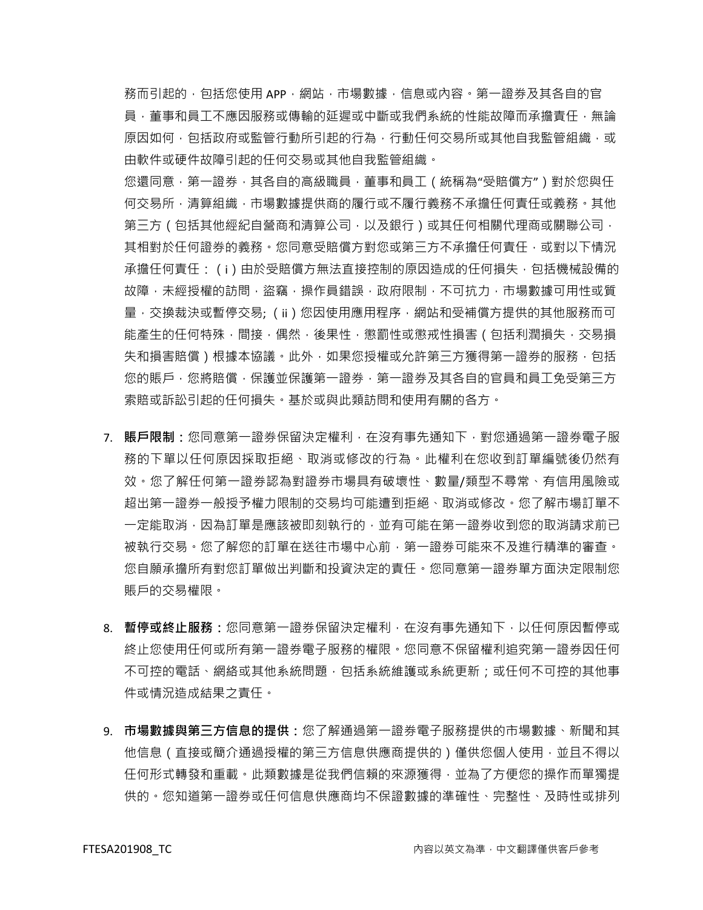務而引起的，包括您使用 APP，網站，市場數據，信息或內容。第一證券及其各自的官員，董事和員工不應因服務或傳輸的延遲或中斷或我們系統的性能故障而承擔責任，無論原因如何，包括政府或監管行動所引起的行為，行動任何交易所或其他自我監管組織，或由軟件或硬件故障引起的任何交易或其他自我監管組織。

您還同意，第一證券，其各自的高級職員，董事和員工（統稱為"受賠償方"）對於您與任何交易所，清算組織，市場數據提供商的履行或不履行義務不承擔任何責任或義務。其他第三方（包括其他經紀自營商和清算公司，以及銀行）或其任何相關代理商或關聯公司，其相對於任何證券的義務。您同意受賠償方對您或第三方不承擔任何責任，或對以下情況承擔任何責任：（i）由於受賠償方無法直接控制的原因造成的任何損失，包括機械設備的故障，未經授權的訪問，盜竊，操作員錯誤，政府限制，不可抗力，市場數據可用性或質量，交換裁決或暫停交易;（ii）您因使用應用程序，網站和受補償方提供的其他服務而可能產生的任何特殊，間接，偶然，後果性，懲罰性或懲戒性損害（包括利潤損失，交易損失和損害賠償）根據本協議。此外，如果您授權或允許第三方獲得第一證券的服務，包括您的賬戶，您將賠償，保護並保護第一證券，第一證券及其各自的官員和員工免受第三方索賠或訴訟引起的任何損失。基於或與此類訪問和使用有關的各方。

7. **賬戶限制：**您同意第一證券保留決定權利，在沒有事先通知下，對您通過第一證券電子服務的下單以任何原因採取拒絕、取消或修改的行為。此權利在您收到訂單編號後仍然有效。您了解任何第一證券認為對證券市場具有破壞性、數量/類型不尋常、有信用風險或超出第一證券一般授予權力限制的交易均可能遭到拒絕、取消或修改。您了解市場訂單不一定能取消，因為訂單是應該被即刻執行的，並有可能在第一證券收到您的取消請求前已被執行交易。您了解您的訂單在送往市場中心前，第一證券可能來不及進行精準的審查。您自願承擔所有對您訂單做出判斷和投資決定的責任。您同意第一證券單方面決定限制您賬戶的交易權限。

8. **暫停或終止服務：**您同意第一證券保留決定權利，在沒有事先通知下，以任何原因暫停或終止您使用任何或所有第一證券電子服務的權限。您同意不保留權利追究第一證券因任何不可控的電話、網絡或其他系統問題，包括系統維護或系統更新；或任何不可控的其他事件或情況造成結果之責任。

9. **市場數據與第三方信息的提供：**您了解通過第一證券電子服務提供的市場數據、新聞和其他信息（直接或簡介通過授權的第三方信息供應商提供的）僅供您個人使用，並且不得以任何形式轉發和重載。此類數據是從我們信賴的來源獲得，並為了方便您的操作而單獨提供的。您知道第一證券或任何信息供應商均不保證數據的準確性、完整性、及時性或排列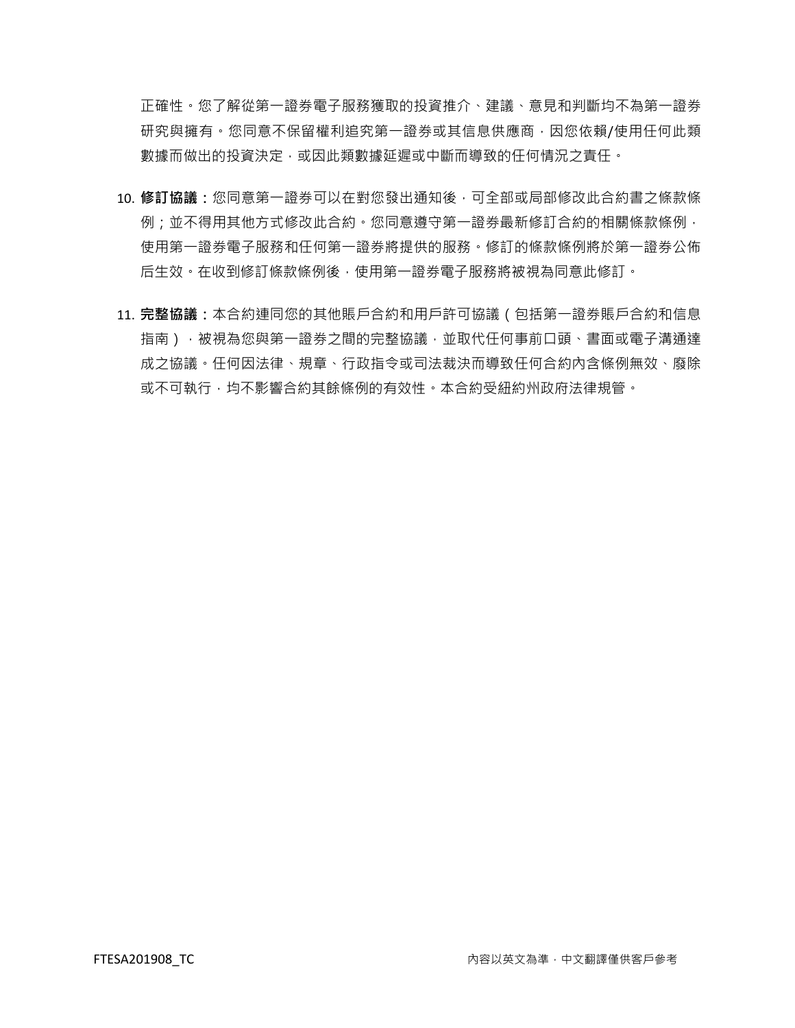正確性。您了解從第一證券電子服務獲取的投資推介、建議、意見和判斷均不為第一證券研究與擁有。您同意不保留權利追究第一證券或其信息供應商，因您依賴/使用任何此類數據而做出的投資決定，或因此類數據延遲或中斷而導致的任何情況之責任。

10. **修訂協議：**您同意第一證券可以在對您發出通知後，可全部或局部修改此合約書之條款條例；並不得用其他方式修改此合約。您同意遵守第一證券最新修訂合約的相關條款條例，使用第一證券電子服務和任何第一證券將提供的服務。修訂的條款條例將於第一證券公佈后生效。在收到修訂條款條例後，使用第一證券電子服務將被視為同意此修訂。

11. **完整協議：**本合約連同您的其他賬戶合約和用戶許可協議（包括第一證券賬戶合約和信息指南），被視為您與第一證券之間的完整協議，並取代任何事前口頭、書面或電子溝通達成之協議。任何因法律、規章、行政指令或司法裁決而導致任何合約內含條例無效、廢除或不可執行，均不影響合約其餘條例的有效性。本合約受紐約州政府法律規管。

FTESA201908_TC　　內容以英文為準，中文翻譯僅供客戶參考